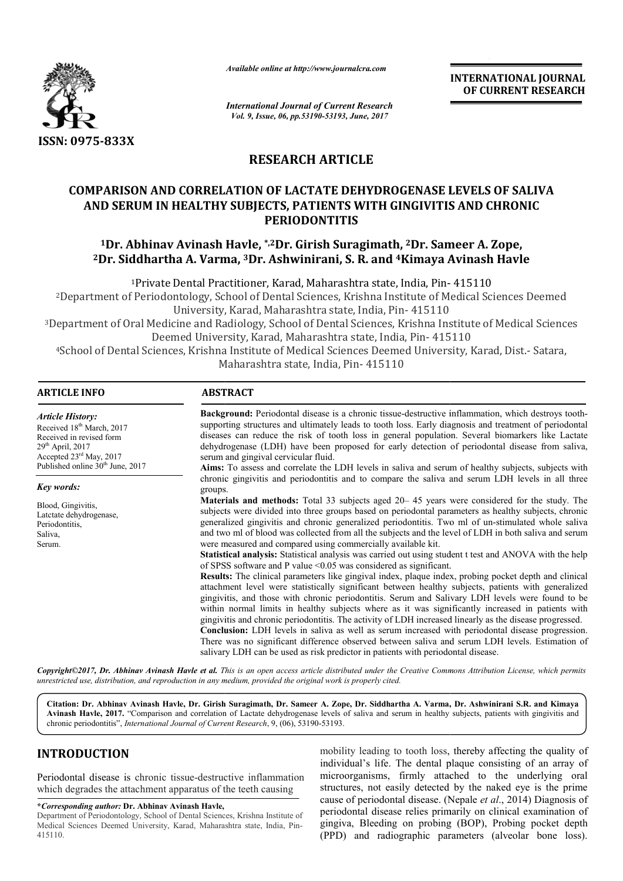ISSN: 0975-833X

*Available online at http://www.journalcra.com*

*International Journal of Current Research*
*Vol. 9, Issue, 06, pp.53190-53193, June, 2017*

**INTERNATIONAL JOURNAL OF CURRENT RESEARCH**

# RESEARCH ARTICLE

# COMPARISON AND CORRELATION OF LACTATE DEHYDROGENASE LEVELS OF SALIVA AND SERUM IN HEALTHY SUBJECTS, PATIENTS WITH GINGIVITIS AND CHRONIC PERIODONTITIS

**[1]Dr. Abhinav Avinash Havle, *,[2]Dr. Girish Suragimath, [2]Dr. Sameer A. Zope, [2]Dr. Siddhartha A. Varma, [3]Dr. Ashwinirani, S. R. and [4]Kimaya Avinash Havle**

[1]Private Dental Practitioner, Karad, Maharashtra state, India, Pin- 415110

[2]Department of Periodontology, School of Dental Sciences, Krishna Institute of Medical Sciences Deemed University, Karad, Maharashtra state, India, Pin- 415110

[3]Department of Oral Medicine and Radiology, School of Dental Sciences, Krishna Institute of Medical Sciences Deemed University, Karad, Maharashtra state, India, Pin- 415110

[4]School of Dental Sciences, Krishna Institute of Medical Sciences Deemed University, Karad, Dist.- Satara, Maharashtra state, India, Pin- 415110

## ARTICLE INFO

*Article History:*
Received 18th March, 2017
Received in revised form
29th April, 2017
Accepted 23rd May, 2017
Published online 30th June, 2017

*Key words:*

Blood, Gingivitis,
Latctate dehydrogenase,
Periodontitis,
Saliva,
Serum.

## ABSTRACT

**Background:** Periodontal disease is a chronic tissue-destructive inflammation, which destroys tooth-supporting structures and ultimately leads to tooth loss. Early diagnosis and treatment of periodontal diseases can reduce the risk of tooth loss in general population. Several biomarkers like Lactate dehydrogenase (LDH) have been proposed for early detection of periodontal disease from saliva, serum and gingival cervicular fluid.

**Aims:** To assess and correlate the LDH levels in saliva and serum of healthy subjects, subjects with chronic gingivitis and periodontitis and to compare the saliva and serum LDH levels in all three groups.

**Materials and methods:** Total 33 subjects aged 20– 45 years were considered for the study. The subjects were divided into three groups based on periodontal parameters as healthy subjects, chronic generalized gingivitis and chronic generalized periodontitis. Two ml of un-stimulated whole saliva and two ml of blood was collected from all the subjects and the level of LDH in both saliva and serum were measured and compared using commercially available kit.

**Statistical analysis:** Statistical analysis was carried out using student t test and ANOVA with the help of SPSS software and P value <0.05 was considered as significant.

**Results:** The clinical parameters like gingival index, plaque index, probing pocket depth and clinical attachment level were statistically significant between healthy subjects, patients with generalized gingivitis, and those with chronic periodontitis. Serum and Salivary LDH levels were found to be within normal limits in healthy subjects where as it was significantly increased in patients with gingivitis and chronic periodontitis. The activity of LDH increased linearly as the disease progressed.

**Conclusion:** LDH levels in saliva as well as serum increased with periodontal disease progression. There was no significant difference observed between saliva and serum LDH levels. Estimation of salivary LDH can be used as risk predictor in patients with periodontal disease.

***Copyright©2017, Dr. Abhinav Avinash Havle et al.*** *This is an open access article distributed under the Creative Commons Attribution License, which permits unrestricted use, distribution, and reproduction in any medium, provided the original work is properly cited.*

**Citation: Dr. Abhinav Avinash Havle, Dr. Girish Suragimath, Dr. Sameer A. Zope, Dr. Siddhartha A. Varma, Dr. Ashwinirani S.R. and Kimaya Avinash Havle, 2017.** "Comparison and correlation of Lactate dehydrogenase levels of saliva and serum in healthy subjects, patients with gingivitis and chronic periodontitis", *International Journal of Current Research*, 9, (06), 53190-53193.

## INTRODUCTION

Periodontal disease is chronic tissue-destructive inflammation which degrades the attachment apparatus of the teeth causing mobility leading to tooth loss, thereby affecting the quality of individual's life. The dental plaque consisting of an array of microorganisms, firmly attached to the underlying oral structures, not easily detected by the naked eye is the prime cause of periodontal disease. (Nepale *et al*., 2014) Diagnosis of periodontal disease relies primarily on clinical examination of gingiva, Bleeding on probing (BOP), Probing pocket depth (PPD) and radiographic parameters (alveolar bone loss).

***Corresponding author:* Dr. Abhinav Avinash Havle,**
Department of Periodontology, School of Dental Sciences, Krishna Institute of Medical Sciences Deemed University, Karad, Maharashtra state, India, Pin- 415110.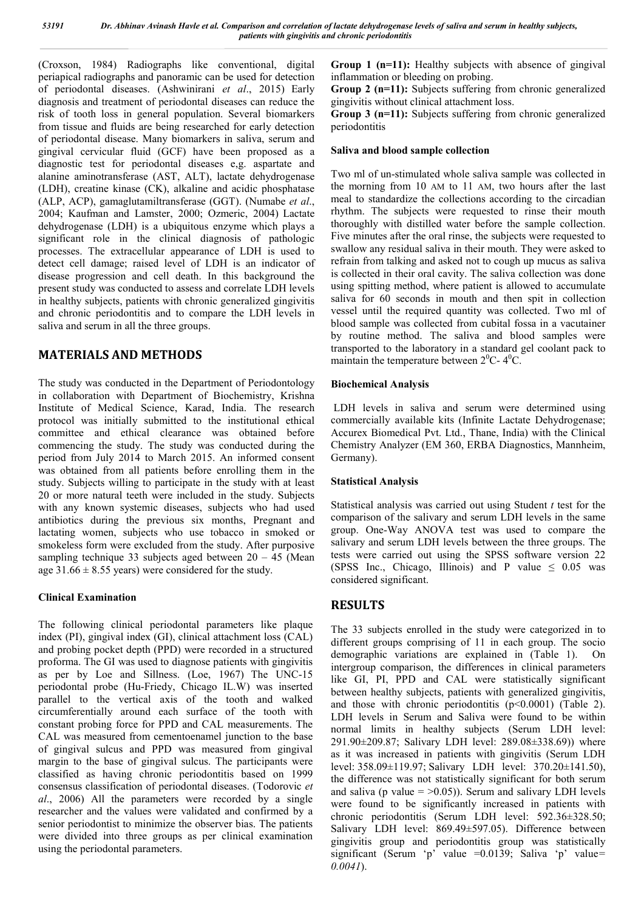(Croxson, 1984) Radiographs like conventional, digital periapical radiographs and panoramic can be used for detection of periodontal diseases. (Ashwinirani *et al*., 2015) Early diagnosis and treatment of periodontal diseases can reduce the risk of tooth loss in general population. Several biomarkers from tissue and fluids are being researched for early detection of periodontal disease. Many biomarkers in saliva, serum and gingival cervicular fluid (GCF) have been proposed as a diagnostic test for periodontal diseases e,g. aspartate and alanine aminotransferase (AST, ALT), lactate dehydrogenase (LDH), creatine kinase (CK), alkaline and acidic phosphatase (ALP, ACP), gamaglutamiltransferase (GGT). (Numabe *et al*., 2004; Kaufman and Lamster, 2000; Ozmeric, 2004) Lactate dehydrogenase (LDH) is a ubiquitous enzyme which plays a significant role in the clinical diagnosis of pathologic processes. The extracellular appearance of LDH is used to detect cell damage; raised level of LDH is an indicator of disease progression and cell death. In this background the present study was conducted to assess and correlate LDH levels in healthy subjects, patients with chronic generalized gingivitis and chronic periodontitis and to compare the LDH levels in saliva and serum in all the three groups.

## MATERIALS AND METHODS

The study was conducted in the Department of Periodontology in collaboration with Department of Biochemistry, Krishna Institute of Medical Science, Karad, India. The research protocol was initially submitted to the institutional ethical committee and ethical clearance was obtained before commencing the study. The study was conducted during the period from July 2014 to March 2015. An informed consent was obtained from all patients before enrolling them in the study. Subjects willing to participate in the study with at least 20 or more natural teeth were included in the study. Subjects with any known systemic diseases, subjects who had used antibiotics during the previous six months, Pregnant and lactating women, subjects who use tobacco in smoked or smokeless form were excluded from the study. After purposive sampling technique 33 subjects aged between 20 – 45 (Mean age $31.66 \pm 8.55$ years) were considered for the study.

### Clinical Examination

The following clinical periodontal parameters like plaque index (PI), gingival index (GI), clinical attachment loss (CAL) and probing pocket depth (PPD) were recorded in a structured proforma. The GI was used to diagnose patients with gingivitis as per by Loe and Sillness. (Loe, 1967) The UNC-15 periodontal probe (Hu-Friedy, Chicago IL.W) was inserted parallel to the vertical axis of the tooth and walked circumferentially around each surface of the tooth with constant probing force for PPD and CAL measurements. The CAL was measured from cementoenamel junction to the base of gingival sulcus and PPD was measured from gingival margin to the base of gingival sulcus. The participants were classified as having chronic periodontitis based on 1999 consensus classification of periodontal diseases. (Todorovic *et al*., 2006) All the parameters were recorded by a single researcher and the values were validated and confirmed by a senior periodontist to minimize the observer bias. The patients were divided into three groups as per clinical examination using the periodontal parameters.

**Group 1 (n=11):** Healthy subjects with absence of gingival inflammation or bleeding on probing.
**Group 2 (n=11):** Subjects suffering from chronic generalized gingivitis without clinical attachment loss.
**Group 3 (n=11):** Subjects suffering from chronic generalized periodontitis

### Saliva and blood sample collection

Two ml of un-stimulated whole saliva sample was collected in the morning from 10 AM to 11 AM, two hours after the last meal to standardize the collections according to the circadian rhythm. The subjects were requested to rinse their mouth thoroughly with distilled water before the sample collection. Five minutes after the oral rinse, the subjects were requested to swallow any residual saliva in their mouth. They were asked to refrain from talking and asked not to cough up mucus as saliva is collected in their oral cavity. The saliva collection was done using spitting method, where patient is allowed to accumulate saliva for 60 seconds in mouth and then spit in collection vessel until the required quantity was collected. Two ml of blood sample was collected from cubital fossa in a vacutainer by routine method. The saliva and blood samples were transported to the laboratory in a standard gel coolant pack to maintain the temperature between $2^0$C- $4^0$C.

### Biochemical Analysis

LDH levels in saliva and serum were determined using commercially available kits (Infinite Lactate Dehydrogenase; Accurex Biomedical Pvt. Ltd., Thane, India) with the Clinical Chemistry Analyzer (EM 360, ERBA Diagnostics, Mannheim, Germany).

### Statistical Analysis

Statistical analysis was carried out using Student *t* test for the comparison of the salivary and serum LDH levels in the same group. One-Way ANOVA test was used to compare the salivary and serum LDH levels between the three groups. The tests were carried out using the SPSS software version 22 (SPSS Inc., Chicago, Illinois) and P value $\leq$ 0.05 was considered significant.

## RESULTS

The 33 subjects enrolled in the study were categorized in to different groups comprising of 11 in each group. The socio demographic variations are explained in (Table 1). On intergroup comparison, the differences in clinical parameters like GI, PI, PPD and CAL were statistically significant between healthy subjects, patients with generalized gingivitis, and those with chronic periodontitis ($p<0.0001$) (Table 2). LDH levels in Serum and Saliva were found to be within normal limits in healthy subjects (Serum LDH level: $291.90\pm209.87$; Salivary LDH level: $289.08\pm338.69$)) where as it was increased in patients with gingivitis (Serum LDH level: $358.09\pm119.97$; Salivary LDH level: $370.20\pm141.50$), the difference was not statistically significant for both serum and saliva (p value = >0.05)). Serum and salivary LDH levels were found to be significantly increased in patients with chronic periodontitis (Serum LDH level: $592.36\pm328.50$; Salivary LDH level: $869.49\pm597.05$). Difference between gingivitis group and periodontitis group was statistically significant (Serum 'p' value =0.0139; Saliva 'p' value= *0.0041*).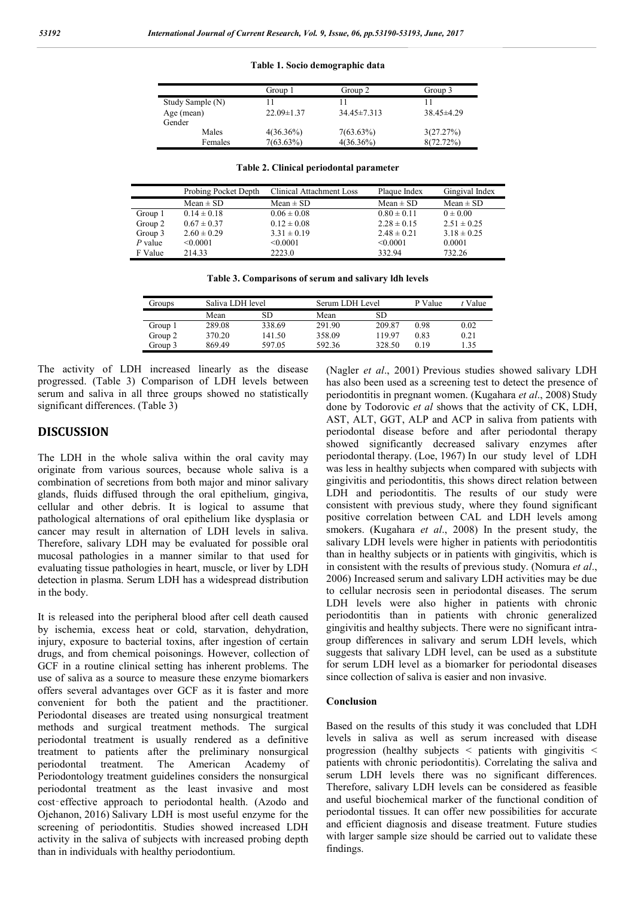**Table 1. Socio demographic data**

| | Group 1 | Group 2 | Group 3 |
|---|---|---|---|
| Study Sample (N) | 11 | 11 | 11 |
| Age (mean) | 22.09±1.37 | 34.45±7.313 | 38.45±4.29 |
| Gender | | | |
| Males | 4(36.36%) | 7(63.63%) | 3(27.27%) |
| Females | 7(63.63%) | 4(36.36%) | 8(72.72%) |

**Table 2. Clinical periodontal parameter**

| | Probing Pocket Depth | Clinical Attachment Loss | Plaque Index | Gingival Index |
|---|---|---|---|---|
| | Mean ± SD | Mean ± SD | Mean ± SD | Mean ± SD |
| Group 1 | 0.14 ± 0.18 | 0.06 ± 0.08 | 0.80 ± 0.11 | 0 ± 0.00 |
| Group 2 | 0.67 ± 0.37 | 0.12 ± 0.08 | 2.28 ± 0.15 | 2.51 ± 0.25 |
| Group 3 | 2.60 ± 0.29 | 3.31 ± 0.19 | 2.48 ± 0.21 | 3.18 ± 0.25 |
| *P* value | <0.0001 | <0.0001 | <0.0001 | 0.0001 |
| F Value | 214.33 | 2223.0 | 332.94 | 732.26 |

**Table 3. Comparisons of serum and salivary ldh levels**

| Groups | Saliva LDH level | | Serum LDH Level | | P Value | *t* Value |
|---|---|---|---|---|---|---|
| | Mean | SD | Mean | SD | | |
| Group 1 | 289.08 | 338.69 | 291.90 | 209.87 | 0.98 | 0.02 |
| Group 2 | 370.20 | 141.50 | 358.09 | 119.97 | 0.83 | 0.21 |
| Group 3 | 869.49 | 597.05 | 592.36 | 328.50 | 0.19 | 1.35 |

The activity of LDH increased linearly as the disease progressed. (Table 3) Comparison of LDH levels between serum and saliva in all three groups showed no statistically significant differences. (Table 3)

## DISCUSSION

The LDH in the whole saliva within the oral cavity may originate from various sources, because whole saliva is a combination of secretions from both major and minor salivary glands, fluids diffused through the oral epithelium, gingiva, cellular and other debris. It is logical to assume that pathological alternations of oral epithelium like dysplasia or cancer may result in alternation of LDH levels in saliva. Therefore, salivary LDH may be evaluated for possible oral mucosal pathologies in a manner similar to that used for evaluating tissue pathologies in heart, muscle, or liver by LDH detection in plasma. Serum LDH has a widespread distribution in the body.

It is released into the peripheral blood after cell death caused by ischemia, excess heat or cold, starvation, dehydration, injury, exposure to bacterial toxins, after ingestion of certain drugs, and from chemical poisonings. However, collection of GCF in a routine clinical setting has inherent problems. The use of saliva as a source to measure these enzyme biomarkers offers several advantages over GCF as it is faster and more convenient for both the patient and the practitioner. Periodontal diseases are treated using nonsurgical treatment methods and surgical treatment methods. The surgical periodontal treatment is usually rendered as a definitive treatment to patients after the preliminary nonsurgical periodontal treatment. The American Academy of Periodontology treatment guidelines considers the nonsurgical periodontal treatment as the least invasive and most cost‑effective approach to periodontal health. (Azodo and Ojehanon, 2016) Salivary LDH is most useful enzyme for the screening of periodontitis. Studies showed increased LDH activity in the saliva of subjects with increased probing depth than in individuals with healthy periodontium.

(Nagler *et al*., 2001) Previous studies showed salivary LDH has also been used as a screening test to detect the presence of periodontitis in pregnant women. (Kugahara *et al*., 2008) Study done by Todorovic *et al* shows that the activity of CK, LDH, AST, ALT, GGT, ALP and ACP in saliva from patients with periodontal disease before and after periodontal therapy showed significantly decreased salivary enzymes after periodontal therapy. (Loe, 1967) In our study level of LDH was less in healthy subjects when compared with subjects with gingivitis and periodontitis, this shows direct relation between LDH and periodontitis. The results of our study were consistent with previous study, where they found significant positive correlation between CAL and LDH levels among smokers. (Kugahara *et al*., 2008) In the present study, the salivary LDH levels were higher in patients with periodontitis than in healthy subjects or in patients with gingivitis, which is in consistent with the results of previous study. (Nomura *et al*., 2006) Increased serum and salivary LDH activities may be due to cellular necrosis seen in periodontal diseases. The serum LDH levels were also higher in patients with chronic periodontitis than in patients with chronic generalized gingivitis and healthy subjects. There were no significant intra-group differences in salivary and serum LDH levels, which suggests that salivary LDH level, can be used as a substitute for serum LDH level as a biomarker for periodontal diseases since collection of saliva is easier and non invasive.

### Conclusion

Based on the results of this study it was concluded that LDH levels in saliva as well as serum increased with disease progression (healthy subjects < patients with gingivitis < patients with chronic periodontitis). Correlating the saliva and serum LDH levels there was no significant differences. Therefore, salivary LDH levels can be considered as feasible and useful biochemical marker of the functional condition of periodontal tissues. It can offer new possibilities for accurate and efficient diagnosis and disease treatment. Future studies with larger sample size should be carried out to validate these findings.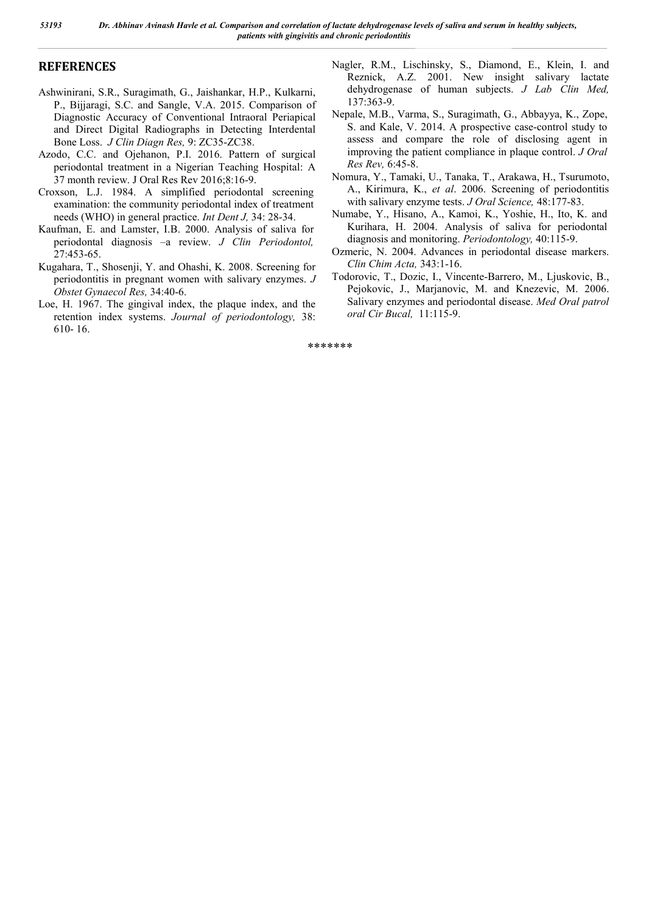## REFERENCES

Ashwinirani, S.R., Suragimath, G., Jaishankar, H.P., Kulkarni, P., Bijjaragi, S.C. and Sangle, V.A. 2015. Comparison of Diagnostic Accuracy of Conventional Intraoral Periapical and Direct Digital Radiographs in Detecting Interdental Bone Loss. *J Clin Diagn Res,* 9: ZC35-ZC38.

Azodo, C.C. and Ojehanon, P.I. 2016. Pattern of surgical periodontal treatment in a Nigerian Teaching Hospital: A 37 month review. J Oral Res Rev 2016;8:16-9.

Croxson, L.J. 1984. A simplified periodontal screening examination: the community periodontal index of treatment needs (WHO) in general practice. *Int Dent J,* 34: 28-34.

Kaufman, E. and Lamster, I.B. 2000. Analysis of saliva for periodontal diagnosis –a review. *J Clin Periodontol,* 27:453-65.

Kugahara, T., Shosenji, Y. and Ohashi, K. 2008. Screening for periodontitis in pregnant women with salivary enzymes. *J Obstet Gynaecol Res,* 34:40-6.

Loe, H. 1967. The gingival index, the plaque index, and the retention index systems. *Journal of periodontology,* 38: 610- 16.

Nagler, R.M., Lischinsky, S., Diamond, E., Klein, I. and Reznick, A.Z. 2001. New insight salivary lactate dehydrogenase of human subjects. *J Lab Clin Med,* 137:363-9.

Nepale, M.B., Varma, S., Suragimath, G., Abbayya, K., Zope, S. and Kale, V. 2014. A prospective case-control study to assess and compare the role of disclosing agent in improving the patient compliance in plaque control. *J Oral Res Rev,* 6:45-8.

Nomura, Y., Tamaki, U., Tanaka, T., Arakawa, H., Tsurumoto, A., Kirimura, K., *et al*. 2006. Screening of periodontitis with salivary enzyme tests. *J Oral Science,* 48:177-83.

Numabe, Y., Hisano, A., Kamoi, K., Yoshie, H., Ito, K. and Kurihara, H. 2004. Analysis of saliva for periodontal diagnosis and monitoring. *Periodontology,* 40:115-9.

Ozmeric, N. 2004. Advances in periodontal disease markers. *Clin Chim Acta,* 343:1-16.

Todorovic, T., Dozic, I., Vincente-Barrero, M., Ljuskovic, B., Pejokovic, J., Marjanovic, M. and Knezevic, M. 2006. Salivary enzymes and periodontal disease. *Med Oral patrol oral Cir Bucal,* 11:115-9.

*******